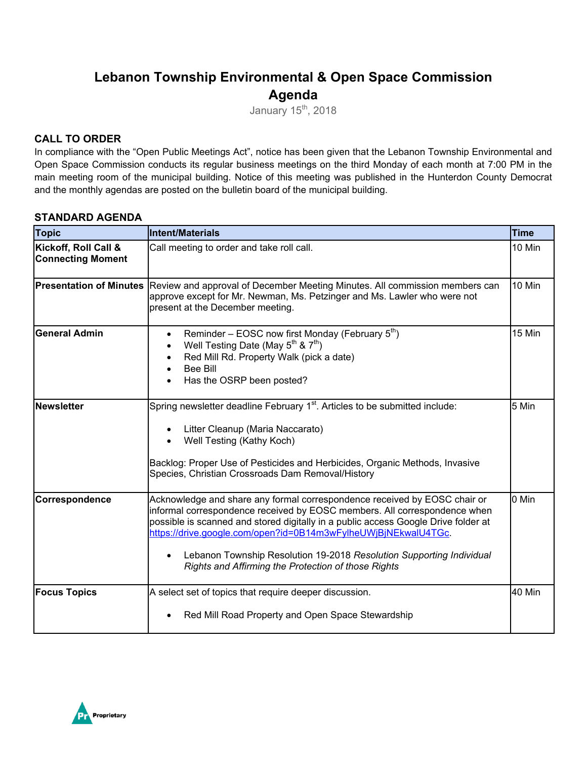# Lebanon Township Environmental & Open Space Commission
# Agenda

January 15th, 2018

## CALL TO ORDER

In compliance with the "Open Public Meetings Act", notice has been given that the Lebanon Township Environmental and Open Space Commission conducts its regular business meetings on the third Monday of each month at 7:00 PM in the main meeting room of the municipal building. Notice of this meeting was published in the Hunterdon County Democrat and the monthly agendas are posted on the bulletin board of the municipal building.

## STANDARD AGENDA

| Topic | Intent/Materials | Time |
|---|---|---|
| **Kickoff, Roll Call & Connecting Moment** | Call meeting to order and take roll call. | 10 Min |
| **Presentation of Minutes** | Review and approval of December Meeting Minutes. All commission members can approve except for Mr. Newman, Ms. Petzinger and Ms. Lawler who were not present at the December meeting. | 10 Min |
| **General Admin** | • Reminder – EOSC now first Monday (February 5th)<br>• Well Testing Date (May 5th & 7th)<br>• Red Mill Rd. Property Walk (pick a date)<br>• Bee Bill<br>• Has the OSRP been posted? | 15 Min |
| **Newsletter** | Spring newsletter deadline February 1st. Articles to be submitted include:<br>• Litter Cleanup (Maria Naccarato)<br>• Well Testing (Kathy Koch)<br><br>Backlog: Proper Use of Pesticides and Herbicides, Organic Methods, Invasive Species, Christian Crossroads Dam Removal/History | 5 Min |
| **Correspondence** | Acknowledge and share any formal correspondence received by EOSC chair or informal correspondence received by EOSC members. All correspondence when possible is scanned and stored digitally in a public access Google Drive folder at https://drive.google.com/open?id=0B14m3wFylheUWjBjNEkwalU4TGc.<br>• Lebanon Township Resolution 19-2018 *Resolution Supporting Individual Rights and Affirming the Protection of those Rights* | 0 Min |
| **Focus Topics** | A select set of topics that require deeper discussion.<br>• Red Mill Road Property and Open Space Stewardship | 40 Min |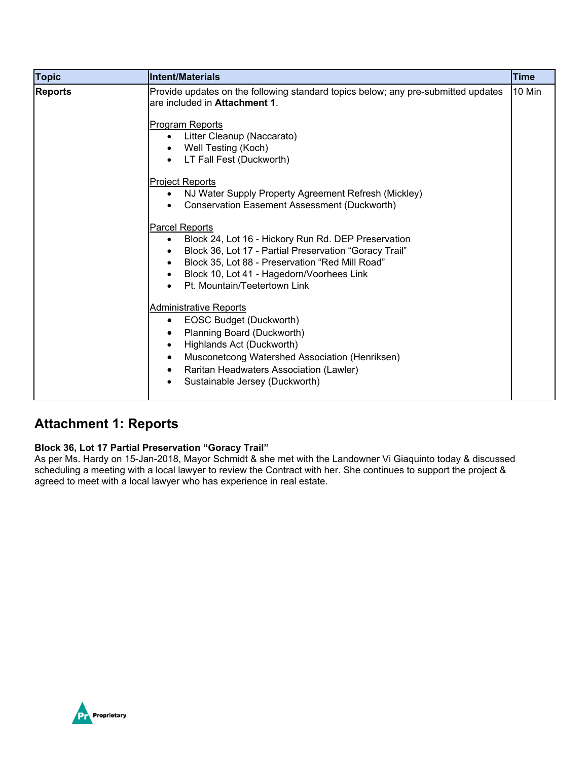| Topic | Intent/Materials | Time |
| --- | --- | --- |
| **Reports** | Provide updates on the following standard topics below; any pre-submitted updates are included in **Attachment 1**.<br><br>Program Reports<br>• Litter Cleanup (Naccarato)<br>• Well Testing (Koch)<br>• LT Fall Fest (Duckworth)<br><br>Project Reports<br>• NJ Water Supply Property Agreement Refresh (Mickley)<br>• Conservation Easement Assessment (Duckworth)<br><br>Parcel Reports<br>• Block 24, Lot 16 - Hickory Run Rd. DEP Preservation<br>• Block 36, Lot 17 - Partial Preservation "Goracy Trail"<br>• Block 35, Lot 88 - Preservation "Red Mill Road"<br>• Block 10, Lot 41 - Hagedorn/Voorhees Link<br>• Pt. Mountain/Teetertown Link<br><br>Administrative Reports<br>• EOSC Budget (Duckworth)<br>• Planning Board (Duckworth)<br>• Highlands Act (Duckworth)<br>• Musconetcong Watershed Association (Henriksen)<br>• Raritan Headwaters Association (Lawler)<br>• Sustainable Jersey (Duckworth) | 10 Min |

## Attachment 1: Reports

**Block 36, Lot 17 Partial Preservation "Goracy Trail"**
As per Ms. Hardy on 15-Jan-2018, Mayor Schmidt & she met with the Landowner Vi Giaquinto today & discussed scheduling a meeting with a local lawyer to review the Contract with her. She continues to support the project & agreed to meet with a local lawyer who has experience in real estate.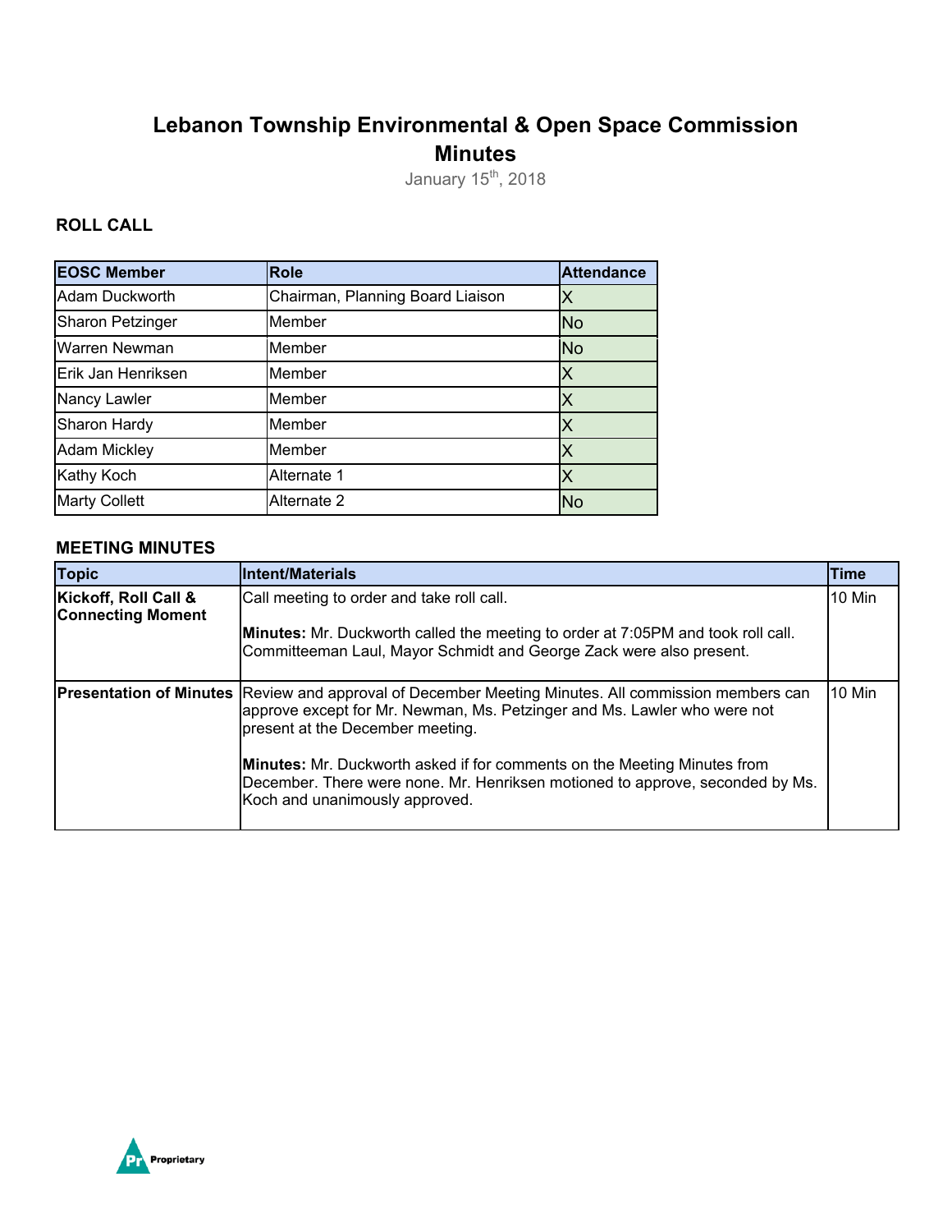# Lebanon Township Environmental & Open Space Commission

# Minutes

January 15th, 2018

## ROLL CALL

| EOSC Member | Role | Attendance |
|---|---|---|
| Adam Duckworth | Chairman, Planning Board Liaison | X |
| Sharon Petzinger | Member | No |
| Warren Newman | Member | No |
| Erik Jan Henriksen | Member | X |
| Nancy Lawler | Member | X |
| Sharon Hardy | Member | X |
| Adam Mickley | Member | X |
| Kathy Koch | Alternate 1 | X |
| Marty Collett | Alternate 2 | No |

## MEETING MINUTES

| Topic | Intent/Materials | Time |
|---|---|---|
| **Kickoff, Roll Call & Connecting Moment** | Call meeting to order and take roll call.<br><br>**Minutes:** Mr. Duckworth called the meeting to order at 7:05PM and took roll call. Committeeman Laul, Mayor Schmidt and George Zack were also present. | 10 Min |
| **Presentation of Minutes** | Review and approval of December Meeting Minutes. All commission members can approve except for Mr. Newman, Ms. Petzinger and Ms. Lawler who were not present at the December meeting.<br><br>**Minutes:** Mr. Duckworth asked if for comments on the Meeting Minutes from December. There were none. Mr. Henriksen motioned to approve, seconded by Ms. Koch and unanimously approved. | 10 Min |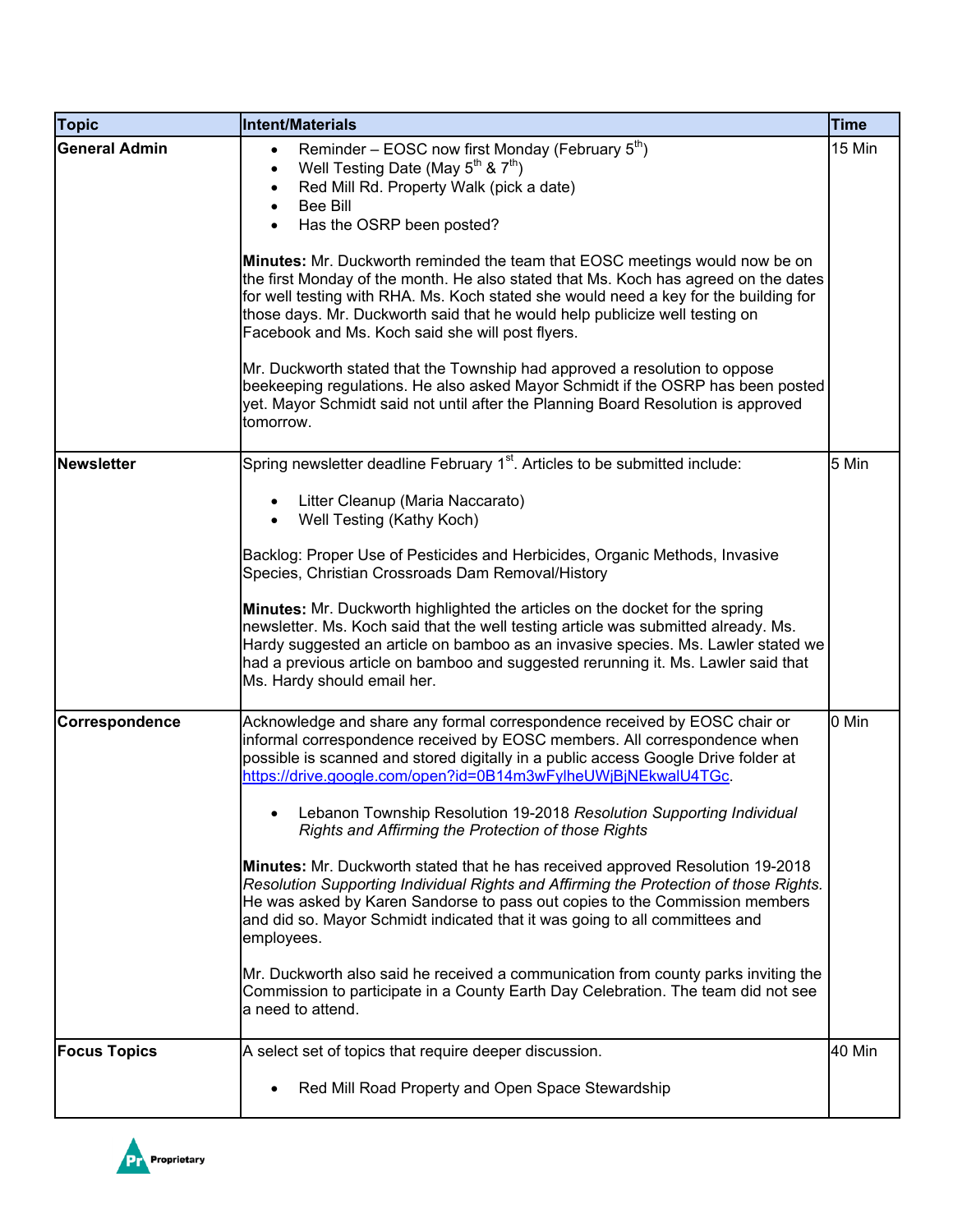| Topic | Intent/Materials | Time |
|---|---|---|
| **General Admin** | • Reminder – EOSC now first Monday (February 5th)<br>• Well Testing Date (May 5th & 7th)<br>• Red Mill Rd. Property Walk (pick a date)<br>• Bee Bill<br>• Has the OSRP been posted?<br><br>**Minutes:** Mr. Duckworth reminded the team that EOSC meetings would now be on the first Monday of the month. He also stated that Ms. Koch has agreed on the dates for well testing with RHA. Ms. Koch stated she would need a key for the building for those days. Mr. Duckworth said that he would help publicize well testing on Facebook and Ms. Koch said she will post flyers.<br><br>Mr. Duckworth stated that the Township had approved a resolution to oppose beekeeping regulations. He also asked Mayor Schmidt if the OSRP has been posted yet. Mayor Schmidt said not until after the Planning Board Resolution is approved tomorrow. | 15 Min |
| **Newsletter** | Spring newsletter deadline February 1st. Articles to be submitted include:<br><br>• Litter Cleanup (Maria Naccarato)<br>• Well Testing (Kathy Koch)<br><br>Backlog: Proper Use of Pesticides and Herbicides, Organic Methods, Invasive Species, Christian Crossroads Dam Removal/History<br><br>**Minutes:** Mr. Duckworth highlighted the articles on the docket for the spring newsletter. Ms. Koch said that the well testing article was submitted already. Ms. Hardy suggested an article on bamboo as an invasive species. Ms. Lawler stated we had a previous article on bamboo and suggested rerunning it. Ms. Lawler said that Ms. Hardy should email her. | 5 Min |
| **Correspondence** | Acknowledge and share any formal correspondence received by EOSC chair or informal correspondence received by EOSC members. All correspondence when possible is scanned and stored digitally in a public access Google Drive folder at https://drive.google.com/open?id=0B14m3wFylheUWjBjNEkwalU4TGc.<br><br>• Lebanon Township Resolution 19-2018 *Resolution Supporting Individual Rights and Affirming the Protection of those Rights*<br><br>**Minutes:** Mr. Duckworth stated that he has received approved Resolution 19-2018 *Resolution Supporting Individual Rights and Affirming the Protection of those Rights.* He was asked by Karen Sandorse to pass out copies to the Commission members and did so. Mayor Schmidt indicated that it was going to all committees and employees.<br><br>Mr. Duckworth also said he received a communication from county parks inviting the Commission to participate in a County Earth Day Celebration. The team did not see a need to attend. | 0 Min |
| **Focus Topics** | A select set of topics that require deeper discussion.<br><br>• Red Mill Road Property and Open Space Stewardship | 40 Min |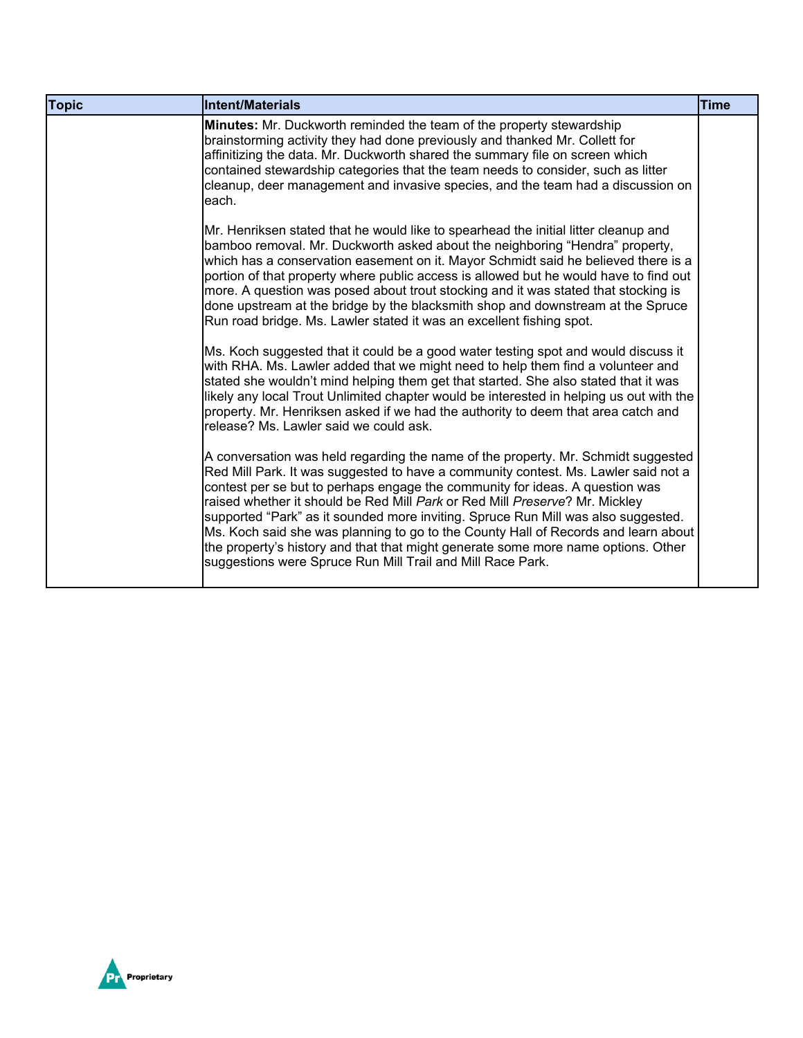| Topic | Intent/Materials | Time |
| --- | --- | --- |
| | **Minutes:** Mr. Duckworth reminded the team of the property stewardship brainstorming activity they had done previously and thanked Mr. Collett for affinitizing the data. Mr. Duckworth shared the summary file on screen which contained stewardship categories that the team needs to consider, such as litter cleanup, deer management and invasive species, and the team had a discussion on each.<br><br>Mr. Henriksen stated that he would like to spearhead the initial litter cleanup and bamboo removal. Mr. Duckworth asked about the neighboring "Hendra" property, which has a conservation easement on it. Mayor Schmidt said he believed there is a portion of that property where public access is allowed but he would have to find out more. A question was posed about trout stocking and it was stated that stocking is done upstream at the bridge by the blacksmith shop and downstream at the Spruce Run road bridge. Ms. Lawler stated it was an excellent fishing spot.<br><br>Ms. Koch suggested that it could be a good water testing spot and would discuss it with RHA. Ms. Lawler added that we might need to help them find a volunteer and stated she wouldn't mind helping them get that started. She also stated that it was likely any local Trout Unlimited chapter would be interested in helping us out with the property. Mr. Henriksen asked if we had the authority to deem that area catch and release? Ms. Lawler said we could ask.<br><br>A conversation was held regarding the name of the property. Mr. Schmidt suggested Red Mill Park. It was suggested to have a community contest. Ms. Lawler said not a contest per se but to perhaps engage the community for ideas. A question was raised whether it should be Red Mill *Park* or Red Mill *Preserve*? Mr. Mickley supported "Park" as it sounded more inviting. Spruce Run Mill was also suggested. Ms. Koch said she was planning to go to the County Hall of Records and learn about the property's history and that that might generate some more name options. Other suggestions were Spruce Run Mill Trail and Mill Race Park. | |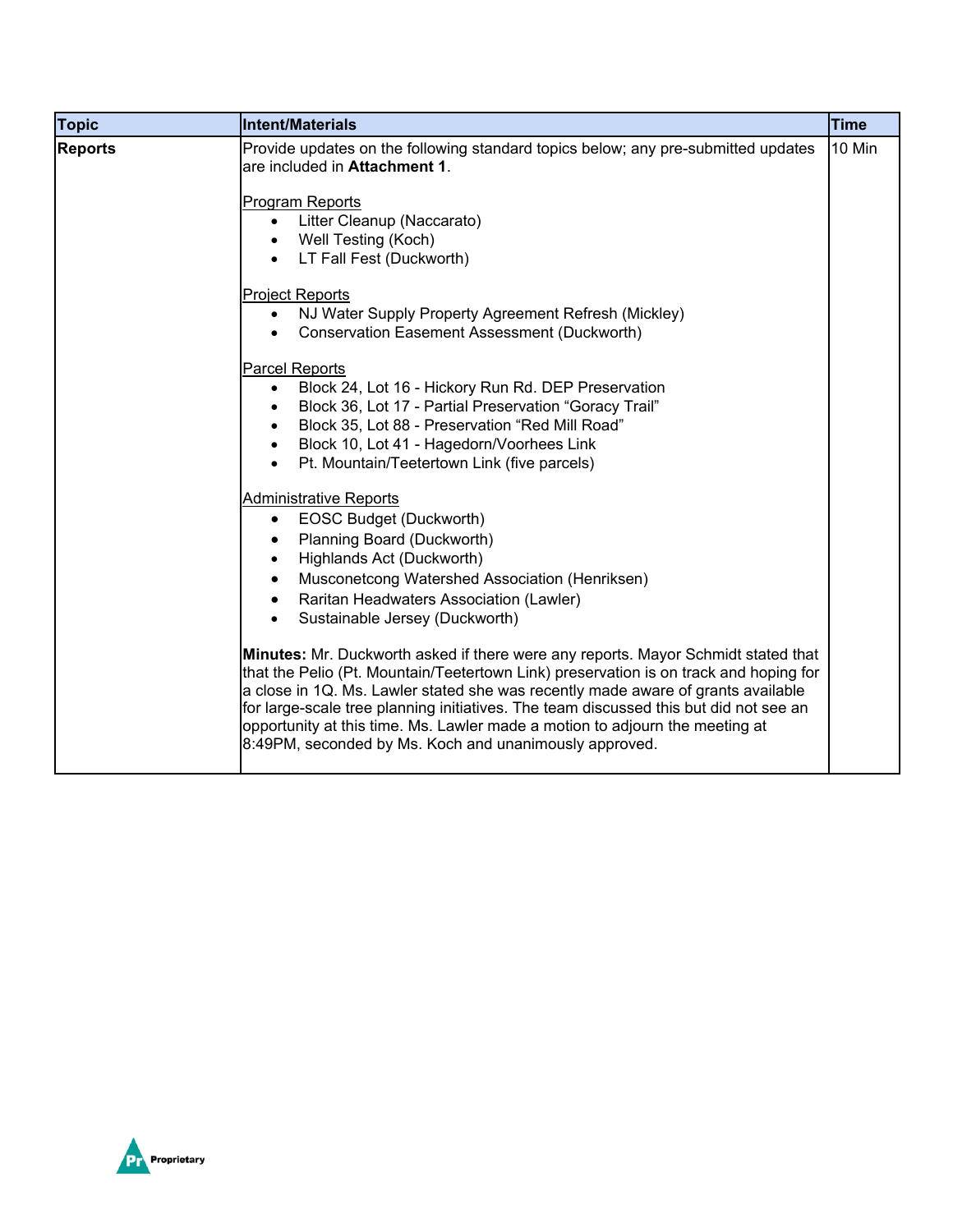| Topic | Intent/Materials | Time |
|---|---|---|
| **Reports** | Provide updates on the following standard topics below; any pre-submitted updates are included in **Attachment 1**.<br><br>Program Reports<br>• Litter Cleanup (Naccarato)<br>• Well Testing (Koch)<br>• LT Fall Fest (Duckworth)<br><br>Project Reports<br>• NJ Water Supply Property Agreement Refresh (Mickley)<br>• Conservation Easement Assessment (Duckworth)<br><br>Parcel Reports<br>• Block 24, Lot 16 - Hickory Run Rd. DEP Preservation<br>• Block 36, Lot 17 - Partial Preservation "Goracy Trail"<br>• Block 35, Lot 88 - Preservation "Red Mill Road"<br>• Block 10, Lot 41 - Hagedorn/Voorhees Link<br>• Pt. Mountain/Teetertown Link (five parcels)<br><br>Administrative Reports<br>• EOSC Budget (Duckworth)<br>• Planning Board (Duckworth)<br>• Highlands Act (Duckworth)<br>• Musconetcong Watershed Association (Henriksen)<br>• Raritan Headwaters Association (Lawler)<br>• Sustainable Jersey (Duckworth)<br><br>**Minutes:** Mr. Duckworth asked if there were any reports. Mayor Schmidt stated that that the Pelio (Pt. Mountain/Teetertown Link) preservation is on track and hoping for a close in 1Q. Ms. Lawler stated she was recently made aware of grants available for large-scale tree planning initiatives. The team discussed this but did not see an opportunity at this time. Ms. Lawler made a motion to adjourn the meeting at 8:49PM, seconded by Ms. Koch and unanimously approved. | 10 Min |